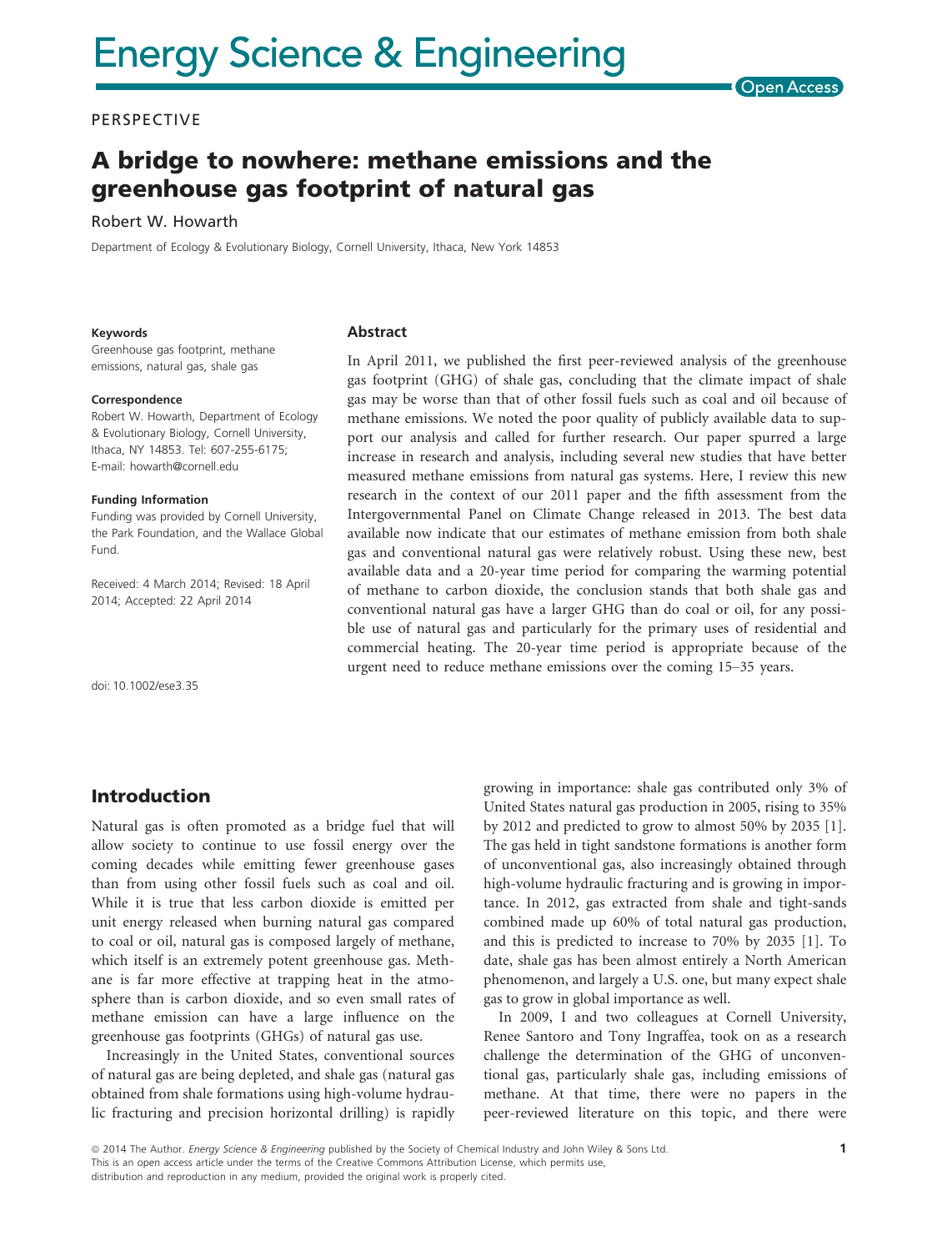# Energy Science & Engineering

Open Access

PERSPECTIVE

## A bridge to nowhere: methane emissions and the greenhouse gas footprint of natural gas

Robert W. Howarth

Department of Ecology & Evolutionary Biology, Cornell University, Ithaca, New York 14853

**Keywords**

Greenhouse gas footprint, methane emissions, natural gas, shale gas

**Correspondence**

Robert W. Howarth, Department of Ecology & Evolutionary Biology, Cornell University, Ithaca, NY 14853. Tel: 607-255-6175; E-mail: howarth@cornell.edu

**Funding Information**

Funding was provided by Cornell University, the Park Foundation, and the Wallace Global Fund.

Received: 4 March 2014; Revised: 18 April 2014; Accepted: 22 April 2014

doi: 10.1002/ese3.35

### Abstract

In April 2011, we published the first peer-reviewed analysis of the greenhouse gas footprint (GHG) of shale gas, concluding that the climate impact of shale gas may be worse than that of other fossil fuels such as coal and oil because of methane emissions. We noted the poor quality of publicly available data to support our analysis and called for further research. Our paper spurred a large increase in research and analysis, including several new studies that have better measured methane emissions from natural gas systems. Here, I review this new research in the context of our 2011 paper and the fifth assessment from the Intergovernmental Panel on Climate Change released in 2013. The best data available now indicate that our estimates of methane emission from both shale gas and conventional natural gas were relatively robust. Using these new, best available data and a 20-year time period for comparing the warming potential of methane to carbon dioxide, the conclusion stands that both shale gas and conventional natural gas have a larger GHG than do coal or oil, for any possible use of natural gas and particularly for the primary uses of residential and commercial heating. The 20-year time period is appropriate because of the urgent need to reduce methane emissions over the coming 15–35 years.

## Introduction

Natural gas is often promoted as a bridge fuel that will allow society to continue to use fossil energy over the coming decades while emitting fewer greenhouse gases than from using other fossil fuels such as coal and oil. While it is true that less carbon dioxide is emitted per unit energy released when burning natural gas compared to coal or oil, natural gas is composed largely of methane, which itself is an extremely potent greenhouse gas. Methane is far more effective at trapping heat in the atmosphere than is carbon dioxide, and so even small rates of methane emission can have a large influence on the greenhouse gas footprints (GHGs) of natural gas use.

Increasingly in the United States, conventional sources of natural gas are being depleted, and shale gas (natural gas obtained from shale formations using high-volume hydraulic fracturing and precision horizontal drilling) is rapidly growing in importance: shale gas contributed only 3% of United States natural gas production in 2005, rising to 35% by 2012 and predicted to grow to almost 50% by 2035 [1]. The gas held in tight sandstone formations is another form of unconventional gas, also increasingly obtained through high-volume hydraulic fracturing and is growing in importance. In 2012, gas extracted from shale and tight-sands combined made up 60% of total natural gas production, and this is predicted to increase to 70% by 2035 [1]. To date, shale gas has been almost entirely a North American phenomenon, and largely a U.S. one, but many expect shale gas to grow in global importance as well.

In 2009, I and two colleagues at Cornell University, Renee Santoro and Tony Ingraffea, took on as a research challenge the determination of the GHG of unconventional gas, particularly shale gas, including emissions of methane. At that time, there were no papers in the peer-reviewed literature on this topic, and there were

© 2014 The Author. *Energy Science & Engineering* published by the Society of Chemical Industry and John Wiley & Sons Ltd. This is an open access article under the terms of the Creative Commons Attribution License, which permits use, distribution and reproduction in any medium, provided the original work is properly cited.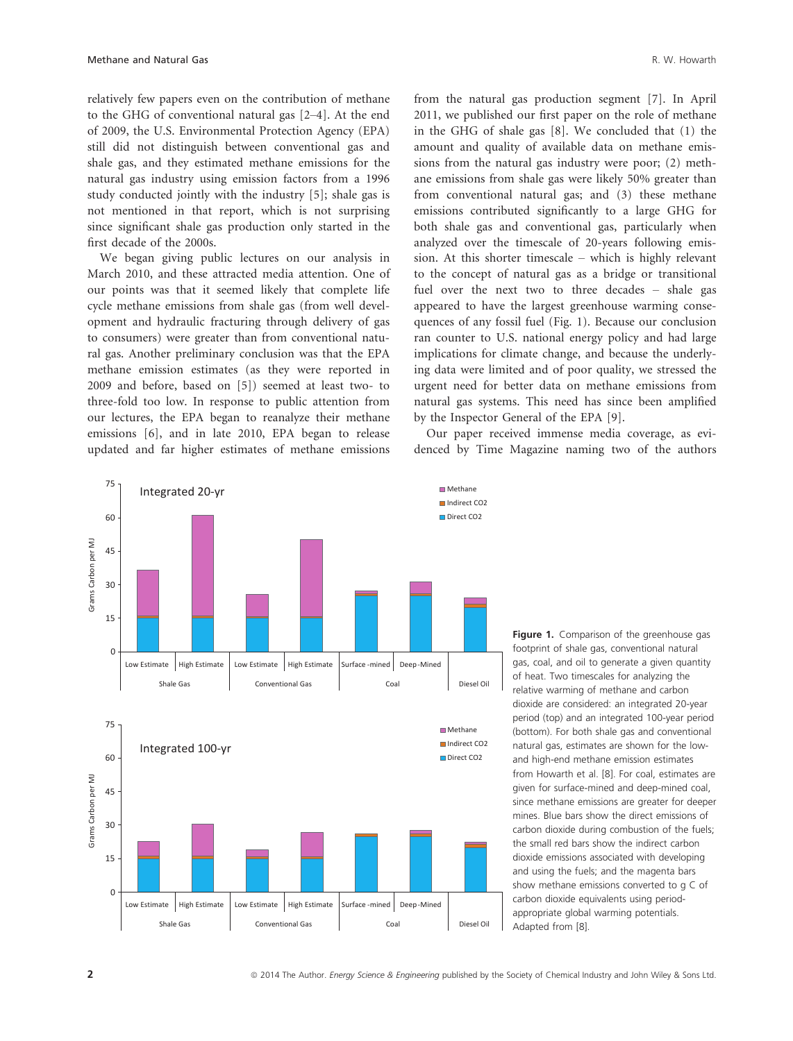relatively few papers even on the contribution of methane to the GHG of conventional natural gas [2–4]. At the end of 2009, the U.S. Environmental Protection Agency (EPA) still did not distinguish between conventional gas and shale gas, and they estimated methane emissions for the natural gas industry using emission factors from a 1996 study conducted jointly with the industry [5]; shale gas is not mentioned in that report, which is not surprising since significant shale gas production only started in the first decade of the 2000s.

We began giving public lectures on our analysis in March 2010, and these attracted media attention. One of our points was that it seemed likely that complete life cycle methane emissions from shale gas (from well development and hydraulic fracturing through delivery of gas to consumers) were greater than from conventional natural gas. Another preliminary conclusion was that the EPA methane emission estimates (as they were reported in 2009 and before, based on [5]) seemed at least two- to three-fold too low. In response to public attention from our lectures, the EPA began to reanalyze their methane emissions [6], and in late 2010, EPA began to release updated and far higher estimates of methane emissions from the natural gas production segment [7]. In April 2011, we published our first paper on the role of methane in the GHG of shale gas [8]. We concluded that (1) the amount and quality of available data on methane emissions from the natural gas industry were poor; (2) methane emissions from shale gas were likely 50% greater than from conventional natural gas; and (3) these methane emissions contributed significantly to a large GHG for both shale gas and conventional gas, particularly when analyzed over the timescale of 20-years following emission. At this shorter timescale – which is highly relevant to the concept of natural gas as a bridge or transitional fuel over the next two to three decades – shale gas appeared to have the largest greenhouse warming consequences of any fossil fuel (Fig. 1). Because our conclusion ran counter to U.S. national energy policy and had large implications for climate change, and because the underlying data were limited and of poor quality, we stressed the urgent need for better data on methane emissions from natural gas systems. This need has since been amplified by the Inspector General of the EPA [9].

Our paper received immense media coverage, as evidenced by Time Magazine naming two of the authors

**Figure 1.** Comparison of the greenhouse gas footprint of shale gas, conventional natural gas, coal, and oil to generate a given quantity of heat. Two timescales for analyzing the relative warming of methane and carbon dioxide are considered: an integrated 20-year period (top) and an integrated 100-year period (bottom). For both shale gas and conventional natural gas, estimates are shown for the low- and high-end methane emission estimates from Howarth et al. [8]. For coal, estimates are given for surface-mined and deep-mined coal, since methane emissions are greater for deeper mines. Blue bars show the direct emissions of carbon dioxide during combustion of the fuels; the small red bars show the indirect carbon dioxide emissions associated with developing and using the fuels; and the magenta bars show methane emissions converted to g C of carbon dioxide equivalents using period-appropriate global warming potentials. Adapted from [8].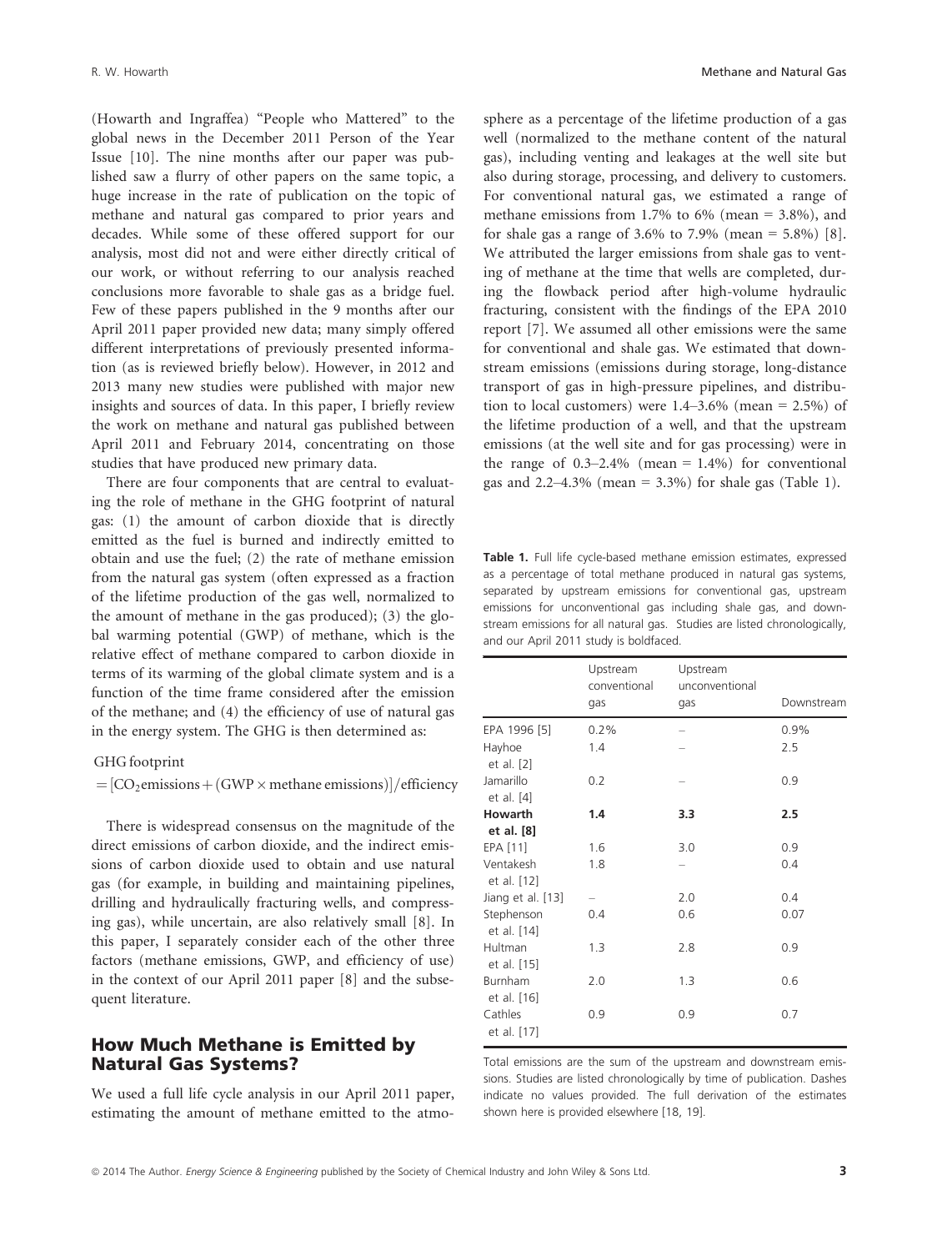(Howarth and Ingraffea) "People who Mattered" to the global news in the December 2011 Person of the Year Issue [10]. The nine months after our paper was published saw a flurry of other papers on the same topic, a huge increase in the rate of publication on the topic of methane and natural gas compared to prior years and decades. While some of these offered support for our analysis, most did not and were either directly critical of our work, or without referring to our analysis reached conclusions more favorable to shale gas as a bridge fuel. Few of these papers published in the 9 months after our April 2011 paper provided new data; many simply offered different interpretations of previously presented information (as is reviewed briefly below). However, in 2012 and 2013 many new studies were published with major new insights and sources of data. In this paper, I briefly review the work on methane and natural gas published between April 2011 and February 2014, concentrating on those studies that have produced new primary data.

There are four components that are central to evaluating the role of methane in the GHG footprint of natural gas: (1) the amount of carbon dioxide that is directly emitted as the fuel is burned and indirectly emitted to obtain and use the fuel; (2) the rate of methane emission from the natural gas system (often expressed as a fraction of the lifetime production of the gas well, normalized to the amount of methane in the gas produced); (3) the global warming potential (GWP) of methane, which is the relative effect of methane compared to carbon dioxide in terms of its warming of the global climate system and is a function of the time frame considered after the emission of the methane; and (4) the efficiency of use of natural gas in the energy system. The GHG is then determined as:

$$\text{GHG footprint} = [CO_2\text{emissions} + (\text{GWP} \times \text{methane emissions})]/\text{efficiency}$$

There is widespread consensus on the magnitude of the direct emissions of carbon dioxide, and the indirect emissions of carbon dioxide used to obtain and use natural gas (for example, in building and maintaining pipelines, drilling and hydraulically fracturing wells, and compressing gas), while uncertain, are also relatively small [8]. In this paper, I separately consider each of the other three factors (methane emissions, GWP, and efficiency of use) in the context of our April 2011 paper [8] and the subsequent literature.

## How Much Methane is Emitted by Natural Gas Systems?

We used a full life cycle analysis in our April 2011 paper, estimating the amount of methane emitted to the atmosphere as a percentage of the lifetime production of a gas well (normalized to the methane content of the natural gas), including venting and leakages at the well site but also during storage, processing, and delivery to customers. For conventional natural gas, we estimated a range of methane emissions from 1.7% to 6% (mean = 3.8%), and for shale gas a range of 3.6% to 7.9% (mean = 5.8%) [8]. We attributed the larger emissions from shale gas to venting of methane at the time that wells are completed, during the flowback period after high-volume hydraulic fracturing, consistent with the findings of the EPA 2010 report [7]. We assumed all other emissions were the same for conventional and shale gas. We estimated that downstream emissions (emissions during storage, long-distance transport of gas in high-pressure pipelines, and distribution to local customers) were 1.4–3.6% (mean = 2.5%) of the lifetime production of a well, and that the upstream emissions (at the well site and for gas processing) were in the range of 0.3–2.4% (mean = 1.4%) for conventional gas and 2.2–4.3% (mean = 3.3%) for shale gas (Table 1).

**Table 1.** Full life cycle-based methane emission estimates, expressed as a percentage of total methane produced in natural gas systems, separated by upstream emissions for conventional gas, upstream emissions for unconventional gas including shale gas, and downstream emissions for all natural gas. Studies are listed chronologically, and our April 2011 study is boldfaced.

| | Upstream conventional gas | Upstream unconventional gas | Downstream |
|---|---|---|---|
| EPA 1996 [5] | 0.2% | – | 0.9% |
| Hayhoe et al. [2] | 1.4 | – | 2.5 |
| Jamarillo et al. [4] | 0.2 | – | 0.9 |
| **Howarth et al. [8]** | **1.4** | **3.3** | **2.5** |
| EPA [11] | 1.6 | 3.0 | 0.9 |
| Ventakesh et al. [12] | 1.8 | – | 0.4 |
| Jiang et al. [13] | – | 2.0 | 0.4 |
| Stephenson et al. [14] | 0.4 | 0.6 | 0.07 |
| Hultman et al. [15] | 1.3 | 2.8 | 0.9 |
| Burnham et al. [16] | 2.0 | 1.3 | 0.6 |
| Cathles et al. [17] | 0.9 | 0.9 | 0.7 |

Total emissions are the sum of the upstream and downstream emissions. Studies are listed chronologically by time of publication. Dashes indicate no values provided. The full derivation of the estimates shown here is provided elsewhere [18, 19].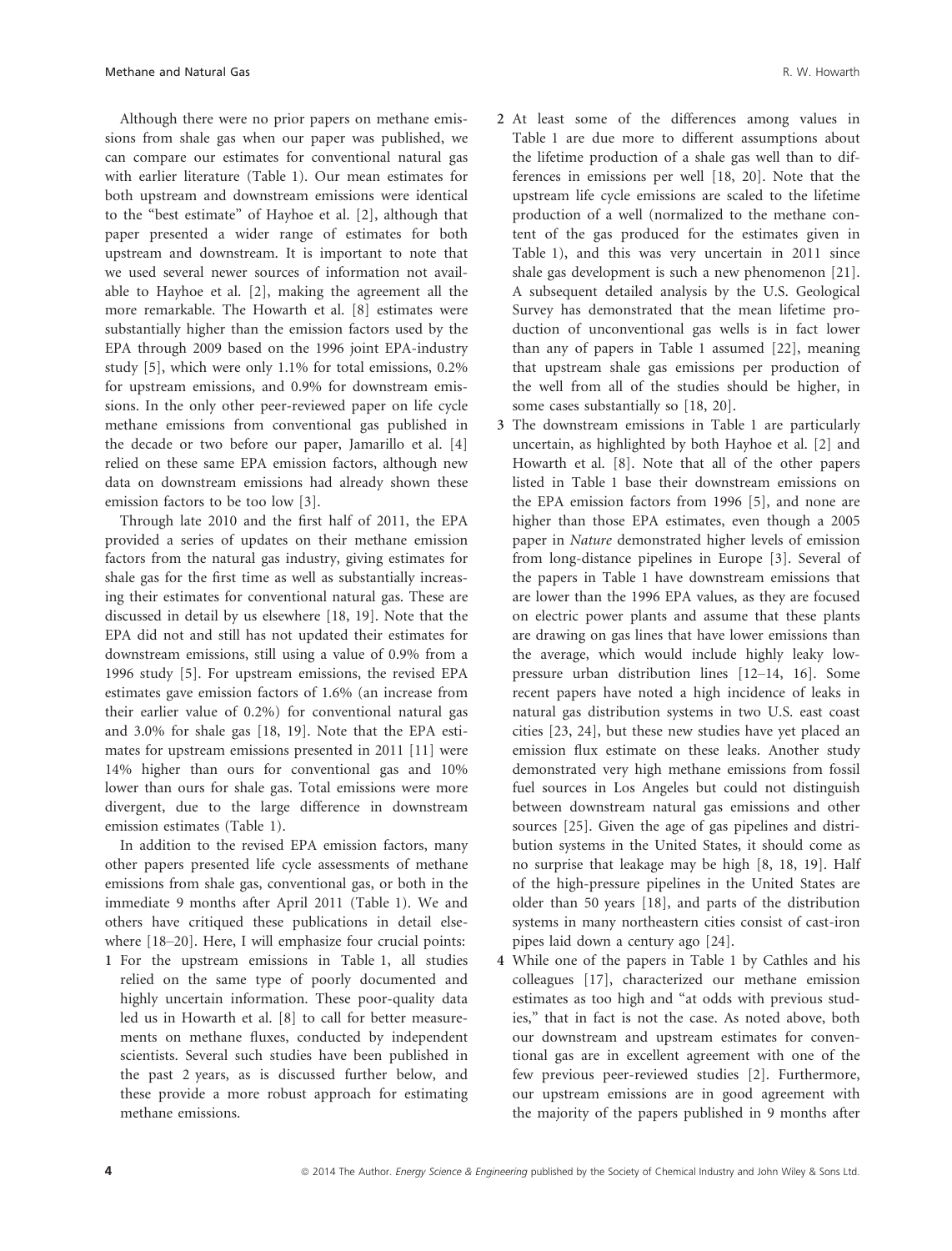Although there were no prior papers on methane emissions from shale gas when our paper was published, we can compare our estimates for conventional natural gas with earlier literature (Table 1). Our mean estimates for both upstream and downstream emissions were identical to the "best estimate" of Hayhoe et al. [2], although that paper presented a wider range of estimates for both upstream and downstream. It is important to note that we used several newer sources of information not available to Hayhoe et al. [2], making the agreement all the more remarkable. The Howarth et al. [8] estimates were substantially higher than the emission factors used by the EPA through 2009 based on the 1996 joint EPA-industry study [5], which were only 1.1% for total emissions, 0.2% for upstream emissions, and 0.9% for downstream emissions. In the only other peer-reviewed paper on life cycle methane emissions from conventional gas published in the decade or two before our paper, Jamarillo et al. [4] relied on these same EPA emission factors, although new data on downstream emissions had already shown these emission factors to be too low [3].

Through late 2010 and the first half of 2011, the EPA provided a series of updates on their methane emission factors from the natural gas industry, giving estimates for shale gas for the first time as well as substantially increasing their estimates for conventional natural gas. These are discussed in detail by us elsewhere [18, 19]. Note that the EPA did not and still has not updated their estimates for downstream emissions, still using a value of 0.9% from a 1996 study [5]. For upstream emissions, the revised EPA estimates gave emission factors of 1.6% (an increase from their earlier value of 0.2%) for conventional natural gas and 3.0% for shale gas [18, 19]. Note that the EPA estimates for upstream emissions presented in 2011 [11] were 14% higher than ours for conventional gas and 10% lower than ours for shale gas. Total emissions were more divergent, due to the large difference in downstream emission estimates (Table 1).

In addition to the revised EPA emission factors, many other papers presented life cycle assessments of methane emissions from shale gas, conventional gas, or both in the immediate 9 months after April 2011 (Table 1). We and others have critiqued these publications in detail elsewhere [18–20]. Here, I will emphasize four crucial points:

1. For the upstream emissions in Table 1, all studies relied on the same type of poorly documented and highly uncertain information. These poor-quality data led us in Howarth et al. [8] to call for better measurements on methane fluxes, conducted by independent scientists. Several such studies have been published in the past 2 years, as is discussed further below, and these provide a more robust approach for estimating methane emissions.
2. At least some of the differences among values in Table 1 are due more to different assumptions about the lifetime production of a shale gas well than to differences in emissions per well [18, 20]. Note that the upstream life cycle emissions are scaled to the lifetime production of a well (normalized to the methane content of the gas produced for the estimates given in Table 1), and this was very uncertain in 2011 since shale gas development is such a new phenomenon [21]. A subsequent detailed analysis by the U.S. Geological Survey has demonstrated that the mean lifetime production of unconventional gas wells is in fact lower than any of papers in Table 1 assumed [22], meaning that upstream shale gas emissions per production of the well from all of the studies should be higher, in some cases substantially so [18, 20].
3. The downstream emissions in Table 1 are particularly uncertain, as highlighted by both Hayhoe et al. [2] and Howarth et al. [8]. Note that all of the other papers listed in Table 1 base their downstream emissions on the EPA emission factors from 1996 [5], and none are higher than those EPA estimates, even though a 2005 paper in *Nature* demonstrated higher levels of emission from long-distance pipelines in Europe [3]. Several of the papers in Table 1 have downstream emissions that are lower than the 1996 EPA values, as they are focused on electric power plants and assume that these plants are drawing on gas lines that have lower emissions than the average, which would include highly leaky low-pressure urban distribution lines [12–14, 16]. Some recent papers have noted a high incidence of leaks in natural gas distribution systems in two U.S. east coast cities [23, 24], but these new studies have yet placed an emission flux estimate on these leaks. Another study demonstrated very high methane emissions from fossil fuel sources in Los Angeles but could not distinguish between downstream natural gas emissions and other sources [25]. Given the age of gas pipelines and distribution systems in the United States, it should come as no surprise that leakage may be high [8, 18, 19]. Half of the high-pressure pipelines in the United States are older than 50 years [18], and parts of the distribution systems in many northeastern cities consist of cast-iron pipes laid down a century ago [24].
4. While one of the papers in Table 1 by Cathles and his colleagues [17], characterized our methane emission estimates as too high and "at odds with previous studies," that in fact is not the case. As noted above, both our downstream and upstream estimates for conventional gas are in excellent agreement with one of the few previous peer-reviewed studies [2]. Furthermore, our upstream emissions are in good agreement with the majority of the papers published in 9 months after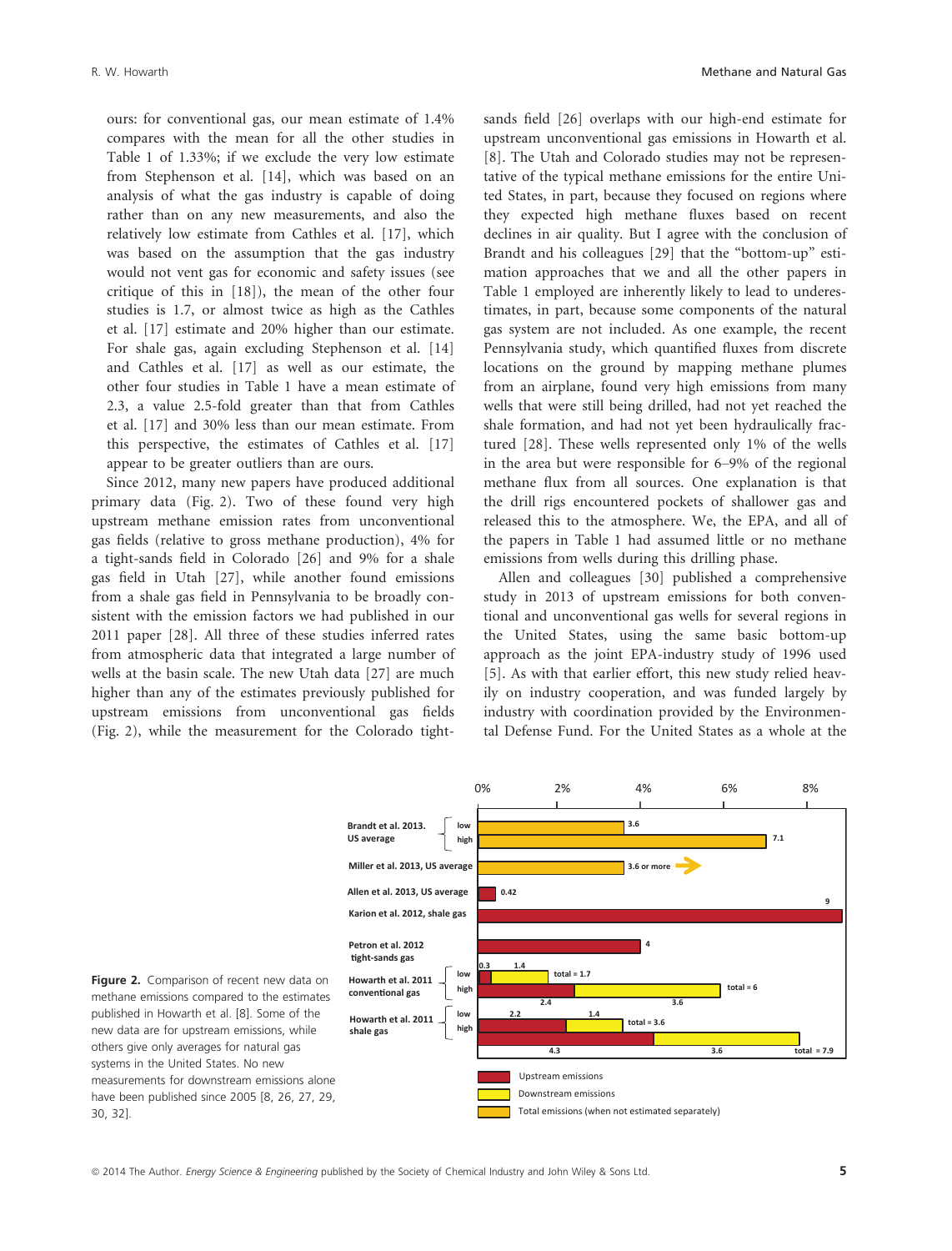ours: for conventional gas, our mean estimate of 1.4% compares with the mean for all the other studies in Table 1 of 1.33%; if we exclude the very low estimate from Stephenson et al. [14], which was based on an analysis of what the gas industry is capable of doing rather than on any new measurements, and also the relatively low estimate from Cathles et al. [17], which was based on the assumption that the gas industry would not vent gas for economic and safety issues (see critique of this in [18]), the mean of the other four studies is 1.7, or almost twice as high as the Cathles et al. [17] estimate and 20% higher than our estimate. For shale gas, again excluding Stephenson et al. [14] and Cathles et al. [17] as well as our estimate, the other four studies in Table 1 have a mean estimate of 2.3, a value 2.5-fold greater than that from Cathles et al. [17] and 30% less than our mean estimate. From this perspective, the estimates of Cathles et al. [17] appear to be greater outliers than are ours.

Since 2012, many new papers have produced additional primary data (Fig. 2). Two of these found very high upstream methane emission rates from unconventional gas fields (relative to gross methane production), 4% for a tight-sands field in Colorado [26] and 9% for a shale gas field in Utah [27], while another found emissions from a shale gas field in Pennsylvania to be broadly consistent with the emission factors we had published in our 2011 paper [28]. All three of these studies inferred rates from atmospheric data that integrated a large number of wells at the basin scale. The new Utah data [27] are much higher than any of the estimates previously published for upstream emissions from unconventional gas fields (Fig. 2), while the measurement for the Colorado tight-sands field [26] overlaps with our high-end estimate for upstream unconventional gas emissions in Howarth et al. [8]. The Utah and Colorado studies may not be representative of the typical methane emissions for the entire United States, in part, because they focused on regions where they expected high methane fluxes based on recent declines in air quality. But I agree with the conclusion of Brandt and his colleagues [29] that the "bottom-up" estimation approaches that we and all the other papers in Table 1 employed are inherently likely to lead to underestimates, in part, because some components of the natural gas system are not included. As one example, the recent Pennsylvania study, which quantified fluxes from discrete locations on the ground by mapping methane plumes from an airplane, found very high emissions from many wells that were still being drilled, had not yet reached the shale formation, and had not yet been hydraulically fractured [28]. These wells represented only 1% of the wells in the area but were responsible for 6–9% of the regional methane flux from all sources. One explanation is that the drill rigs encountered pockets of shallower gas and released this to the atmosphere. We, the EPA, and all of the papers in Table 1 had assumed little or no methane emissions from wells during this drilling phase.

Allen and colleagues [30] published a comprehensive study in 2013 of upstream emissions for both conventional and unconventional gas wells for several regions in the United States, using the same basic bottom-up approach as the joint EPA-industry study of 1996 used [5]. As with that earlier effort, this new study relied heavily on industry cooperation, and was funded largely by industry with coordination provided by the Environmental Defense Fund. For the United States as a whole at the

**Figure 2.** Comparison of recent new data on methane emissions compared to the estimates published in Howarth et al. [8]. Some of the new data are for upstream emissions only, while others give only averages for natural gas systems in the United States. No new measurements for downstream emissions alone have been published since 2005 [8, 26, 27, 29, 30, 32].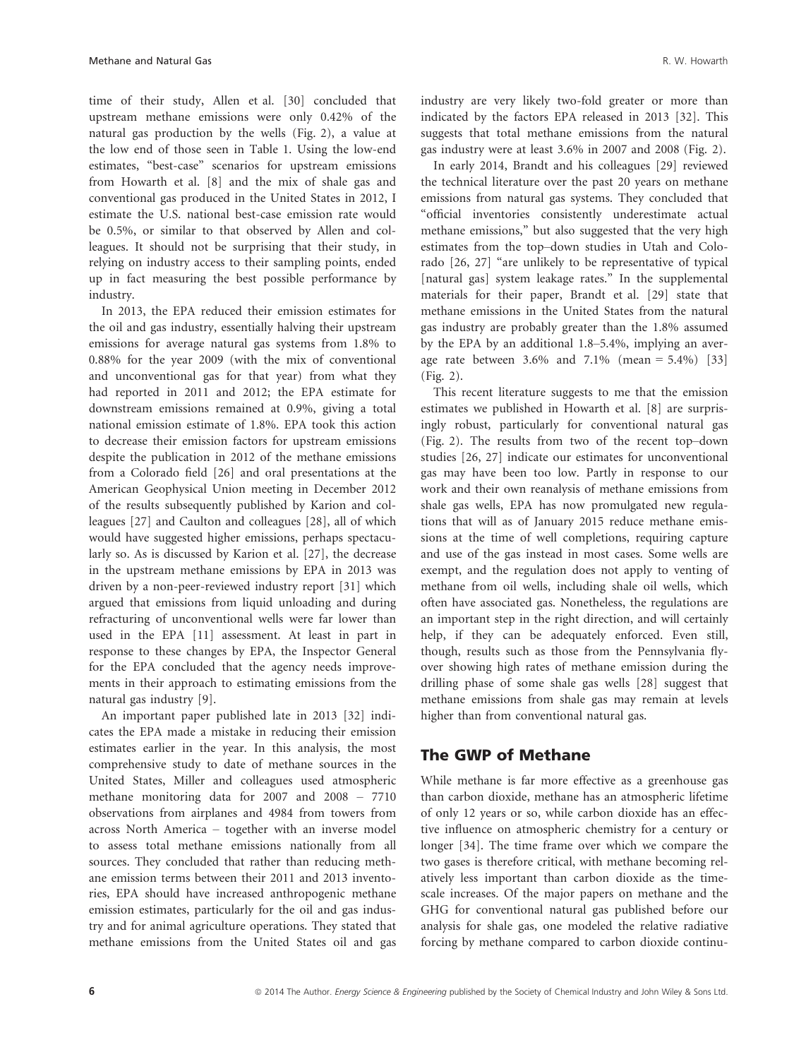time of their study, Allen et al. [30] concluded that upstream methane emissions were only 0.42% of the natural gas production by the wells (Fig. 2), a value at the low end of those seen in Table 1. Using the low-end estimates, "best-case" scenarios for upstream emissions from Howarth et al. [8] and the mix of shale gas and conventional gas produced in the United States in 2012, I estimate the U.S. national best-case emission rate would be 0.5%, or similar to that observed by Allen and colleagues. It should not be surprising that their study, in relying on industry access to their sampling points, ended up in fact measuring the best possible performance by industry.

In 2013, the EPA reduced their emission estimates for the oil and gas industry, essentially halving their upstream emissions for average natural gas systems from 1.8% to 0.88% for the year 2009 (with the mix of conventional and unconventional gas for that year) from what they had reported in 2011 and 2012; the EPA estimate for downstream emissions remained at 0.9%, giving a total national emission estimate of 1.8%. EPA took this action to decrease their emission factors for upstream emissions despite the publication in 2012 of the methane emissions from a Colorado field [26] and oral presentations at the American Geophysical Union meeting in December 2012 of the results subsequently published by Karion and colleagues [27] and Caulton and colleagues [28], all of which would have suggested higher emissions, perhaps spectacularly so. As is discussed by Karion et al. [27], the decrease in the upstream methane emissions by EPA in 2013 was driven by a non-peer-reviewed industry report [31] which argued that emissions from liquid unloading and during refracturing of unconventional wells were far lower than used in the EPA [11] assessment. At least in part in response to these changes by EPA, the Inspector General for the EPA concluded that the agency needs improvements in their approach to estimating emissions from the natural gas industry [9].

An important paper published late in 2013 [32] indicates the EPA made a mistake in reducing their emission estimates earlier in the year. In this analysis, the most comprehensive study to date of methane sources in the United States, Miller and colleagues used atmospheric methane monitoring data for 2007 and 2008 – 7710 observations from airplanes and 4984 from towers from across North America – together with an inverse model to assess total methane emissions nationally from all sources. They concluded that rather than reducing methane emission terms between their 2011 and 2013 inventories, EPA should have increased anthropogenic methane emission estimates, particularly for the oil and gas industry and for animal agriculture operations. They stated that methane emissions from the United States oil and gas industry are very likely two-fold greater or more than indicated by the factors EPA released in 2013 [32]. This suggests that total methane emissions from the natural gas industry were at least 3.6% in 2007 and 2008 (Fig. 2).

In early 2014, Brandt and his colleagues [29] reviewed the technical literature over the past 20 years on methane emissions from natural gas systems. They concluded that "official inventories consistently underestimate actual methane emissions," but also suggested that the very high estimates from the top–down studies in Utah and Colorado [26, 27] "are unlikely to be representative of typical [natural gas] system leakage rates." In the supplemental materials for their paper, Brandt et al. [29] state that methane emissions in the United States from the natural gas industry are probably greater than the 1.8% assumed by the EPA by an additional 1.8–5.4%, implying an average rate between 3.6% and 7.1% (mean = 5.4%) [33] (Fig. 2).

This recent literature suggests to me that the emission estimates we published in Howarth et al. [8] are surprisingly robust, particularly for conventional natural gas (Fig. 2). The results from two of the recent top–down studies [26, 27] indicate our estimates for unconventional gas may have been too low. Partly in response to our work and their own reanalysis of methane emissions from shale gas wells, EPA has now promulgated new regulations that will as of January 2015 reduce methane emissions at the time of well completions, requiring capture and use of the gas instead in most cases. Some wells are exempt, and the regulation does not apply to venting of methane from oil wells, including shale oil wells, which often have associated gas. Nonetheless, the regulations are an important step in the right direction, and will certainly help, if they can be adequately enforced. Even still, though, results such as those from the Pennsylvania flyover showing high rates of methane emission during the drilling phase of some shale gas wells [28] suggest that methane emissions from shale gas may remain at levels higher than from conventional natural gas.

## The GWP of Methane

While methane is far more effective as a greenhouse gas than carbon dioxide, methane has an atmospheric lifetime of only 12 years or so, while carbon dioxide has an effective influence on atmospheric chemistry for a century or longer [34]. The time frame over which we compare the two gases is therefore critical, with methane becoming relatively less important than carbon dioxide as the timescale increases. Of the major papers on methane and the GHG for conventional natural gas published before our analysis for shale gas, one modeled the relative radiative forcing by methane compared to carbon dioxide continu-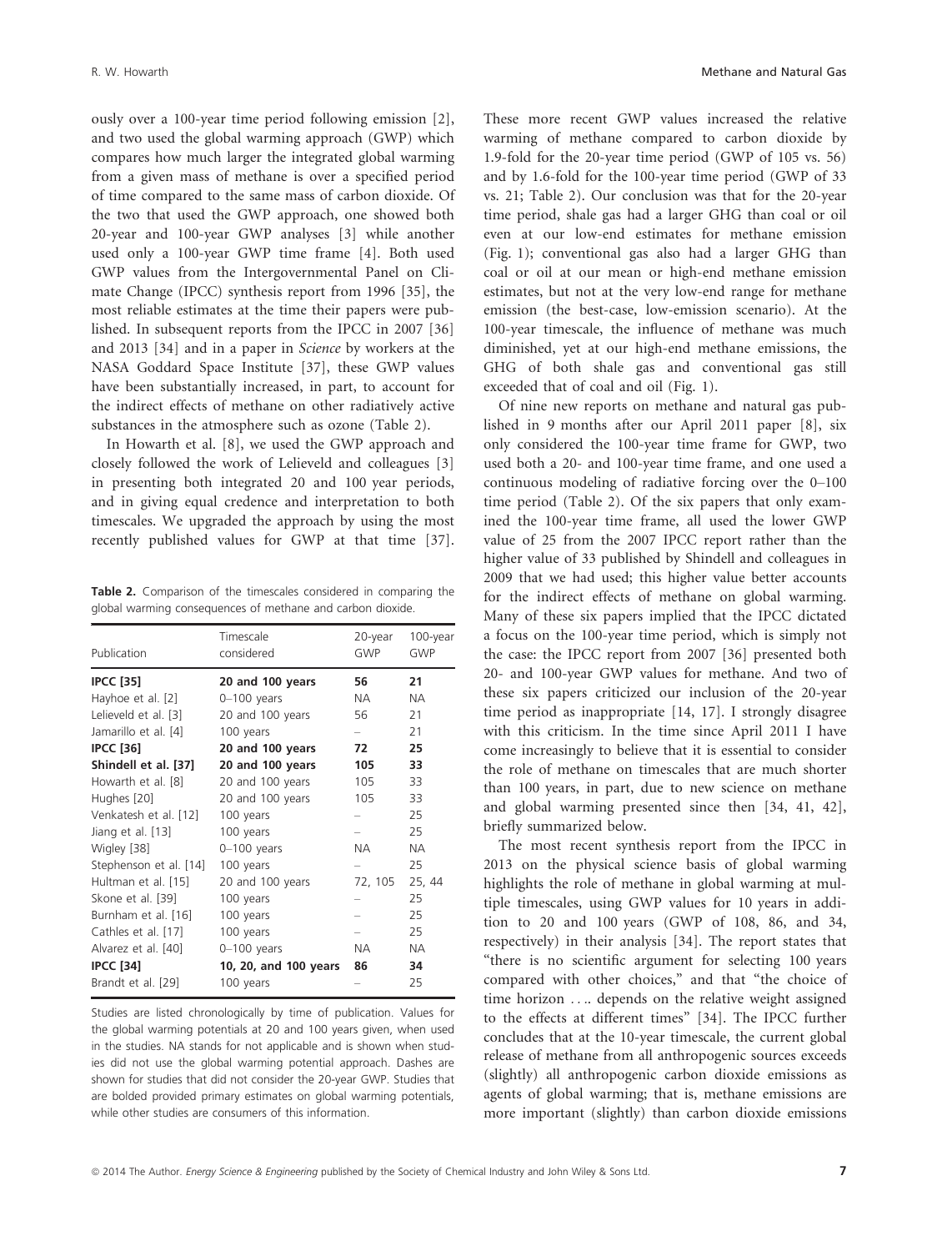ously over a 100-year time period following emission [2], and two used the global warming approach (GWP) which compares how much larger the integrated global warming from a given mass of methane is over a specified period of time compared to the same mass of carbon dioxide. Of the two that used the GWP approach, one showed both 20-year and 100-year GWP analyses [3] while another used only a 100-year GWP time frame [4]. Both used GWP values from the Intergovernmental Panel on Climate Change (IPCC) synthesis report from 1996 [35], the most reliable estimates at the time their papers were published. In subsequent reports from the IPCC in 2007 [36] and 2013 [34] and in a paper in *Science* by workers at the NASA Goddard Space Institute [37], these GWP values have been substantially increased, in part, to account for the indirect effects of methane on other radiatively active substances in the atmosphere such as ozone (Table 2).

In Howarth et al. [8], we used the GWP approach and closely followed the work of Lelieveld and colleagues [3] in presenting both integrated 20 and 100 year periods, and in giving equal credence and interpretation to both timescales. We upgraded the approach by using the most recently published values for GWP at that time [37].

**Table 2.** Comparison of the timescales considered in comparing the global warming consequences of methane and carbon dioxide.

| Publication | Timescale considered | 20-year GWP | 100-year GWP |
|---|---|---|---|
| **IPCC [35]** | **20 and 100 years** | **56** | **21** |
| Hayhoe et al. [2] | 0–100 years | NA | NA |
| Lelieveld et al. [3] | 20 and 100 years | 56 | 21 |
| Jamarillo et al. [4] | 100 years | – | 21 |
| **IPCC [36]** | **20 and 100 years** | **72** | **25** |
| **Shindell et al. [37]** | **20 and 100 years** | **105** | **33** |
| Howarth et al. [8] | 20 and 100 years | 105 | 33 |
| Hughes [20] | 20 and 100 years | 105 | 33 |
| Venkatesh et al. [12] | 100 years | – | 25 |
| Jiang et al. [13] | 100 years | – | 25 |
| Wigley [38] | 0–100 years | NA | NA |
| Stephenson et al. [14] | 100 years | – | 25 |
| Hultman et al. [15] | 20 and 100 years | 72, 105 | 25, 44 |
| Skone et al. [39] | 100 years | – | 25 |
| Burnham et al. [16] | 100 years | – | 25 |
| Cathles et al. [17] | 100 years | – | 25 |
| Alvarez et al. [40] | 0–100 years | NA | NA |
| **IPCC [34]** | **10, 20, and 100 years** | **86** | **34** |
| Brandt et al. [29] | 100 years | – | 25 |

Studies are listed chronologically by time of publication. Values for the global warming potentials at 20 and 100 years given, when used in the studies. NA stands for not applicable and is shown when studies did not use the global warming potential approach. Dashes are shown for studies that did not consider the 20-year GWP. Studies that are bolded provided primary estimates on global warming potentials, while other studies are consumers of this information.

These more recent GWP values increased the relative warming of methane compared to carbon dioxide by 1.9-fold for the 20-year time period (GWP of 105 vs. 56) and by 1.6-fold for the 100-year time period (GWP of 33 vs. 21; Table 2). Our conclusion was that for the 20-year time period, shale gas had a larger GHG than coal or oil even at our low-end estimates for methane emission (Fig. 1); conventional gas also had a larger GHG than coal or oil at our mean or high-end methane emission estimates, but not at the very low-end range for methane emission (the best-case, low-emission scenario). At the 100-year timescale, the influence of methane was much diminished, yet at our high-end methane emissions, the GHG of both shale gas and conventional gas still exceeded that of coal and oil (Fig. 1).

Of nine new reports on methane and natural gas published in 9 months after our April 2011 paper [8], six only considered the 100-year time frame for GWP, two used both a 20- and 100-year time frame, and one used a continuous modeling of radiative forcing over the 0–100 time period (Table 2). Of the six papers that only examined the 100-year time frame, all used the lower GWP value of 25 from the 2007 IPCC report rather than the higher value of 33 published by Shindell and colleagues in 2009 that we had used; this higher value better accounts for the indirect effects of methane on global warming. Many of these six papers implied that the IPCC dictated a focus on the 100-year time period, which is simply not the case: the IPCC report from 2007 [36] presented both 20- and 100-year GWP values for methane. And two of these six papers criticized our inclusion of the 20-year time period as inappropriate [14, 17]. I strongly disagree with this criticism. In the time since April 2011 I have come increasingly to believe that it is essential to consider the role of methane on timescales that are much shorter than 100 years, in part, due to new science on methane and global warming presented since then [34, 41, 42], briefly summarized below.

The most recent synthesis report from the IPCC in 2013 on the physical science basis of global warming highlights the role of methane in global warming at multiple timescales, using GWP values for 10 years in addition to 20 and 100 years (GWP of 108, 86, and 34, respectively) in their analysis [34]. The report states that "there is no scientific argument for selecting 100 years compared with other choices," and that "the choice of time horizon …. depends on the relative weight assigned to the effects at different times" [34]. The IPCC further concludes that at the 10-year timescale, the current global release of methane from all anthropogenic sources exceeds (slightly) all anthropogenic carbon dioxide emissions as agents of global warming; that is, methane emissions are more important (slightly) than carbon dioxide emissions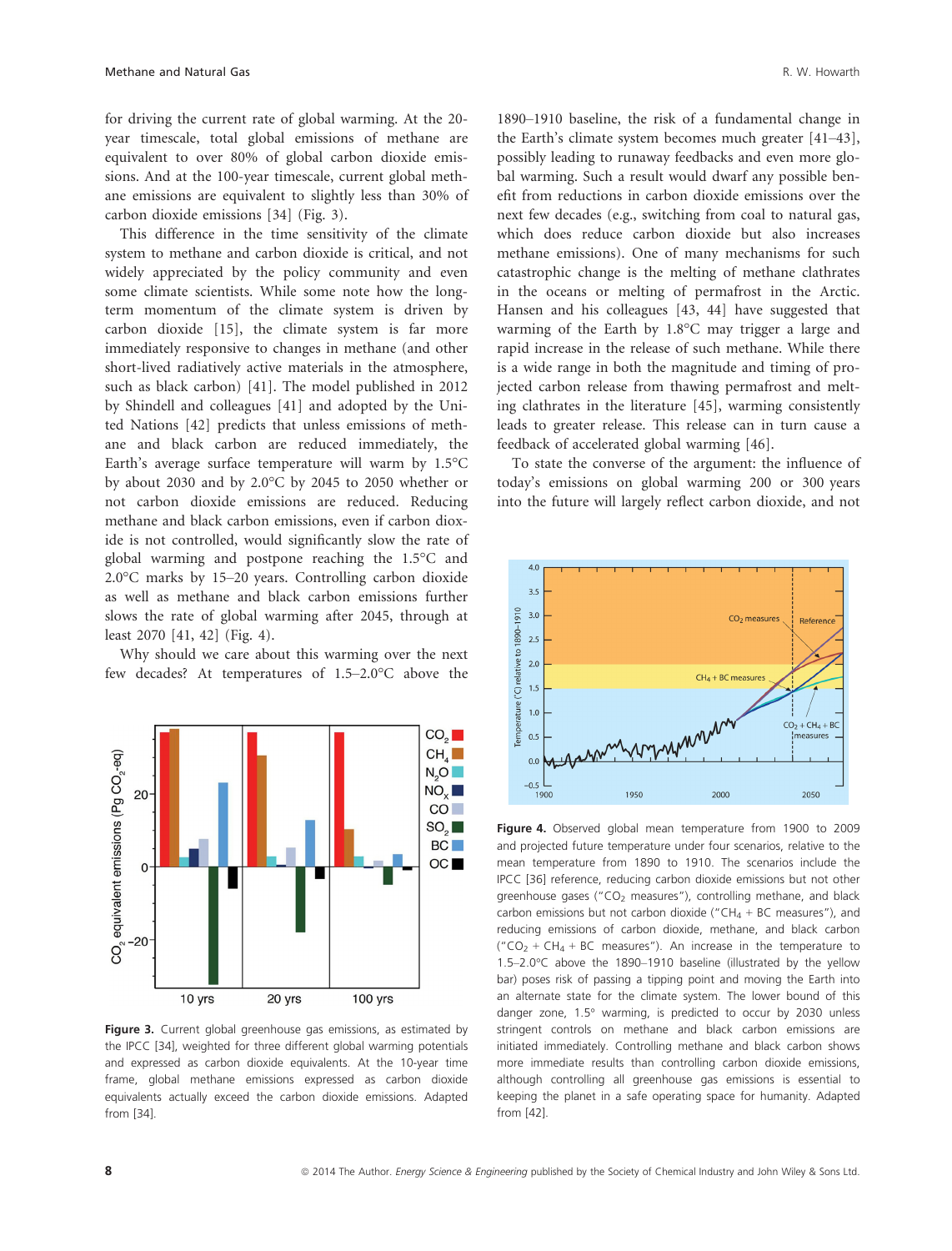for driving the current rate of global warming. At the 20-year timescale, total global emissions of methane are equivalent to over 80% of global carbon dioxide emissions. And at the 100-year timescale, current global methane emissions are equivalent to slightly less than 30% of carbon dioxide emissions [34] (Fig. 3).

This difference in the time sensitivity of the climate system to methane and carbon dioxide is critical, and not widely appreciated by the policy community and even some climate scientists. While some note how the long-term momentum of the climate system is driven by carbon dioxide [15], the climate system is far more immediately responsive to changes in methane (and other short-lived radiatively active materials in the atmosphere, such as black carbon) [41]. The model published in 2012 by Shindell and colleagues [41] and adopted by the United Nations [42] predicts that unless emissions of methane and black carbon are reduced immediately, the Earth's average surface temperature will warm by 1.5°C by about 2030 and by 2.0°C by 2045 to 2050 whether or not carbon dioxide emissions are reduced. Reducing methane and black carbon emissions, even if carbon dioxide is not controlled, would significantly slow the rate of global warming and postpone reaching the 1.5°C and 2.0°C marks by 15–20 years. Controlling carbon dioxide as well as methane and black carbon emissions further slows the rate of global warming after 2045, through at least 2070 [41, 42] (Fig. 4).

Why should we care about this warming over the next few decades? At temperatures of 1.5–2.0°C above the 1890–1910 baseline, the risk of a fundamental change in the Earth's climate system becomes much greater [41–43], possibly leading to runaway feedbacks and even more global warming. Such a result would dwarf any possible benefit from reductions in carbon dioxide emissions over the next few decades (e.g., switching from coal to natural gas, which does reduce carbon dioxide but also increases methane emissions). One of many mechanisms for such catastrophic change is the melting of methane clathrates in the oceans or melting of permafrost in the Arctic. Hansen and his colleagues [43, 44] have suggested that warming of the Earth by 1.8°C may trigger a large and rapid increase in the release of such methane. While there is a wide range in both the magnitude and timing of projected carbon release from thawing permafrost and melting clathrates in the literature [45], warming consistently leads to greater release. This release can in turn cause a feedback of accelerated global warming [46].

To state the converse of the argument: the influence of today's emissions on global warming 200 or 300 years into the future will largely reflect carbon dioxide, and not

**Figure 3.** Current global greenhouse gas emissions, as estimated by the IPCC [34], weighted for three different global warming potentials and expressed as carbon dioxide equivalents. At the 10-year time frame, global methane emissions expressed as carbon dioxide equivalents actually exceed the carbon dioxide emissions. Adapted from [34].

**Figure 4.** Observed global mean temperature from 1900 to 2009 and projected future temperature under four scenarios, relative to the mean temperature from 1890 to 1910. The scenarios include the IPCC [36] reference, reducing carbon dioxide emissions but not other greenhouse gases ("$CO_2$ measures"), controlling methane, and black carbon emissions but not carbon dioxide ("$CH_4$ + BC measures"), and reducing emissions of carbon dioxide, methane, and black carbon ("$CO_2$ + $CH_4$ + BC measures"). An increase in the temperature to 1.5–2.0°C above the 1890–1910 baseline (illustrated by the yellow bar) poses risk of passing a tipping point and moving the Earth into an alternate state for the climate system. The lower bound of this danger zone, 1.5° warming, is predicted to occur by 2030 unless stringent controls on methane and black carbon emissions are initiated immediately. Controlling methane and black carbon shows more immediate results than controlling carbon dioxide emissions, although controlling all greenhouse gas emissions is essential to keeping the planet in a safe operating space for humanity. Adapted from [42].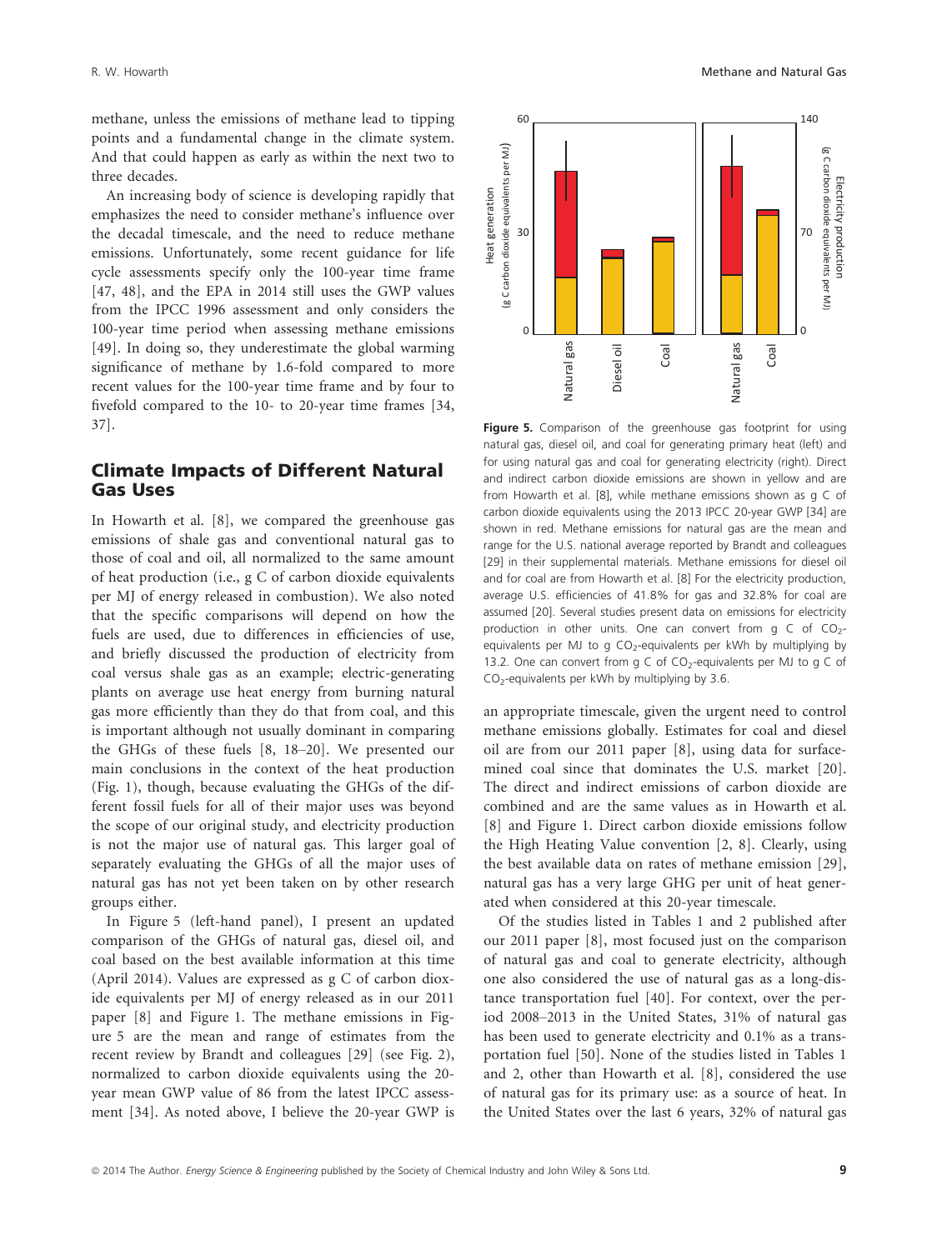methane, unless the emissions of methane lead to tipping points and a fundamental change in the climate system. And that could happen as early as within the next two to three decades.

An increasing body of science is developing rapidly that emphasizes the need to consider methane's influence over the decadal timescale, and the need to reduce methane emissions. Unfortunately, some recent guidance for life cycle assessments specify only the 100-year time frame [47, 48], and the EPA in 2014 still uses the GWP values from the IPCC 1996 assessment and only considers the 100-year time period when assessing methane emissions [49]. In doing so, they underestimate the global warming significance of methane by 1.6-fold compared to more recent values for the 100-year time frame and by four to fivefold compared to the 10- to 20-year time frames [34, 37].

## Climate Impacts of Different Natural Gas Uses

In Howarth et al. [8], we compared the greenhouse gas emissions of shale gas and conventional natural gas to those of coal and oil, all normalized to the same amount of heat production (i.e., g C of carbon dioxide equivalents per MJ of energy released in combustion). We also noted that the specific comparisons will depend on how the fuels are used, due to differences in efficiencies of use, and briefly discussed the production of electricity from coal versus shale gas as an example; electric-generating plants on average use heat energy from burning natural gas more efficiently than they do that from coal, and this is important although not usually dominant in comparing the GHGs of these fuels [8, 18–20]. We presented our main conclusions in the context of the heat production (Fig. 1), though, because evaluating the GHGs of the different fossil fuels for all of their major uses was beyond the scope of our original study, and electricity production is not the major use of natural gas. This larger goal of separately evaluating the GHGs of all the major uses of natural gas has not yet been taken on by other research groups either.

In Figure 5 (left-hand panel), I present an updated comparison of the GHGs of natural gas, diesel oil, and coal based on the best available information at this time (April 2014). Values are expressed as g C of carbon dioxide equivalents per MJ of energy released as in our 2011 paper [8] and Figure 1. The methane emissions in Figure 5 are the mean and range of estimates from the recent review by Brandt and colleagues [29] (see Fig. 2), normalized to carbon dioxide equivalents using the 20-year mean GWP value of 86 from the latest IPCC assessment [34]. As noted above, I believe the 20-year GWP is an appropriate timescale, given the urgent need to control methane emissions globally. Estimates for coal and diesel oil are from our 2011 paper [8], using data for surface-mined coal since that dominates the U.S. market [20]. The direct and indirect emissions of carbon dioxide are combined and are the same values as in Howarth et al. [8] and Figure 1. Direct carbon dioxide emissions follow the High Heating Value convention [2, 8]. Clearly, using the best available data on rates of methane emission [29], natural gas has a very large GHG per unit of heat generated when considered at this 20-year timescale.

Figure 5. Comparison of the greenhouse gas footprint for using natural gas, diesel oil, and coal for generating primary heat (left) and for using natural gas and coal for generating electricity (right). Direct and indirect carbon dioxide emissions are shown in yellow and are from Howarth et al. [8], while methane emissions shown as g C of carbon dioxide equivalents using the 2013 IPCC 20-year GWP [34] are shown in red. Methane emissions for natural gas are the mean and range for the U.S. national average reported by Brandt and colleagues [29] in their supplemental materials. Methane emissions for diesel oil and for coal are from Howarth et al. [8] For the electricity production, average U.S. efficiencies of 41.8% for gas and 32.8% for coal are assumed [20]. Several studies present data on emissions for electricity production in other units. One can convert from g C of $CO_2$-equivalents per MJ to g $CO_2$-equivalents per kWh by multiplying by 13.2. One can convert from g C of $CO_2$-equivalents per MJ to g C of $CO_2$-equivalents per kWh by multiplying by 3.6.

Of the studies listed in Tables 1 and 2 published after our 2011 paper [8], most focused just on the comparison of natural gas and coal to generate electricity, although one also considered the use of natural gas as a long-distance transportation fuel [40]. For context, over the period 2008–2013 in the United States, 31% of natural gas has been used to generate electricity and 0.1% as a transportation fuel [50]. None of the studies listed in Tables 1 and 2, other than Howarth et al. [8], considered the use of natural gas for its primary use: as a source of heat. In the United States over the last 6 years, 32% of natural gas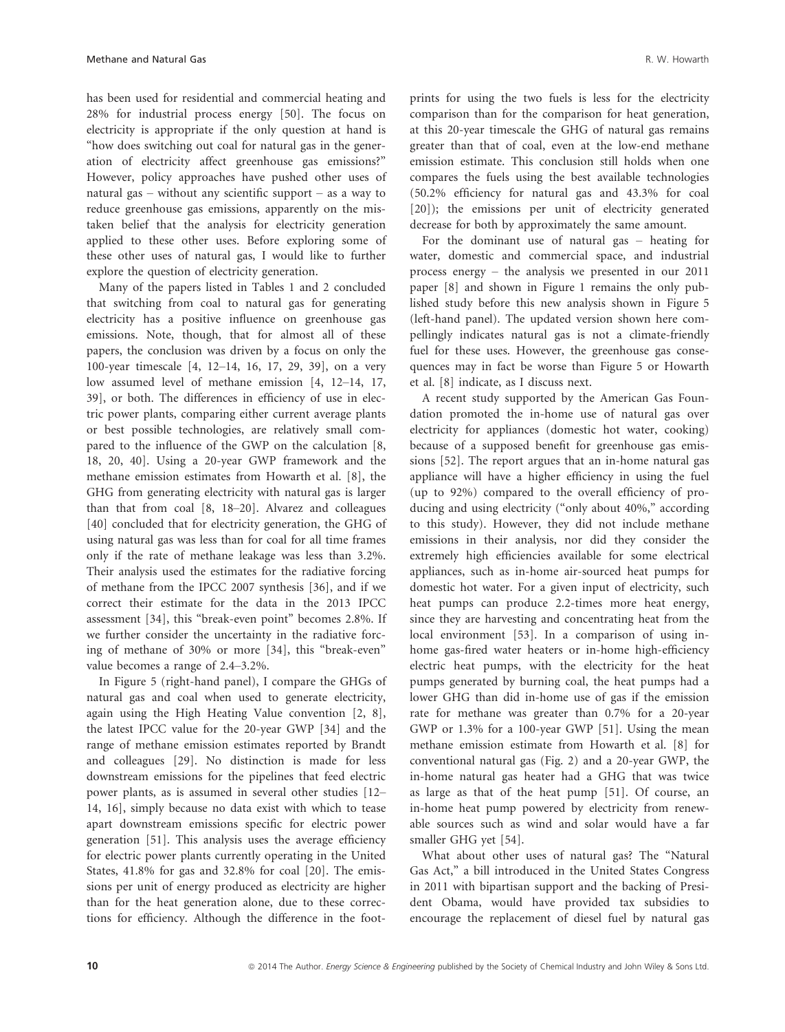has been used for residential and commercial heating and 28% for industrial process energy [50]. The focus on electricity is appropriate if the only question at hand is "how does switching out coal for natural gas in the generation of electricity affect greenhouse gas emissions?" However, policy approaches have pushed other uses of natural gas – without any scientific support – as a way to reduce greenhouse gas emissions, apparently on the mistaken belief that the analysis for electricity generation applied to these other uses. Before exploring some of these other uses of natural gas, I would like to further explore the question of electricity generation.

Many of the papers listed in Tables 1 and 2 concluded that switching from coal to natural gas for generating electricity has a positive influence on greenhouse gas emissions. Note, though, that for almost all of these papers, the conclusion was driven by a focus on only the 100-year timescale [4, 12–14, 16, 17, 29, 39], on a very low assumed level of methane emission [4, 12–14, 17, 39], or both. The differences in efficiency of use in electric power plants, comparing either current average plants or best possible technologies, are relatively small compared to the influence of the GWP on the calculation [8, 18, 20, 40]. Using a 20-year GWP framework and the methane emission estimates from Howarth et al. [8], the GHG from generating electricity with natural gas is larger than that from coal [8, 18–20]. Alvarez and colleagues [40] concluded that for electricity generation, the GHG of using natural gas was less than for coal for all time frames only if the rate of methane leakage was less than 3.2%. Their analysis used the estimates for the radiative forcing of methane from the IPCC 2007 synthesis [36], and if we correct their estimate for the data in the 2013 IPCC assessment [34], this "break-even point" becomes 2.8%. If we further consider the uncertainty in the radiative forcing of methane of 30% or more [34], this "break-even" value becomes a range of 2.4–3.2%.

In Figure 5 (right-hand panel), I compare the GHGs of natural gas and coal when used to generate electricity, again using the High Heating Value convention [2, 8], the latest IPCC value for the 20-year GWP [34] and the range of methane emission estimates reported by Brandt and colleagues [29]. No distinction is made for less downstream emissions for the pipelines that feed electric power plants, as is assumed in several other studies [12–14, 16], simply because no data exist with which to tease apart downstream emissions specific for electric power generation [51]. This analysis uses the average efficiency for electric power plants currently operating in the United States, 41.8% for gas and 32.8% for coal [20]. The emissions per unit of energy produced as electricity are higher than for the heat generation alone, due to these corrections for efficiency. Although the difference in the footprints for using the two fuels is less for the electricity comparison than for the comparison for heat generation, at this 20-year timescale the GHG of natural gas remains greater than that of coal, even at the low-end methane emission estimate. This conclusion still holds when one compares the fuels using the best available technologies (50.2% efficiency for natural gas and 43.3% for coal [20]); the emissions per unit of electricity generated decrease for both by approximately the same amount.

For the dominant use of natural gas – heating for water, domestic and commercial space, and industrial process energy – the analysis we presented in our 2011 paper [8] and shown in Figure 1 remains the only published study before this new analysis shown in Figure 5 (left-hand panel). The updated version shown here compellingly indicates natural gas is not a climate-friendly fuel for these uses. However, the greenhouse gas consequences may in fact be worse than Figure 5 or Howarth et al. [8] indicate, as I discuss next.

A recent study supported by the American Gas Foundation promoted the in-home use of natural gas over electricity for appliances (domestic hot water, cooking) because of a supposed benefit for greenhouse gas emissions [52]. The report argues that an in-home natural gas appliance will have a higher efficiency in using the fuel (up to 92%) compared to the overall efficiency of producing and using electricity ("only about 40%," according to this study). However, they did not include methane emissions in their analysis, nor did they consider the extremely high efficiencies available for some electrical appliances, such as in-home air-sourced heat pumps for domestic hot water. For a given input of electricity, such heat pumps can produce 2.2-times more heat energy, since they are harvesting and concentrating heat from the local environment [53]. In a comparison of using in-home gas-fired water heaters or in-home high-efficiency electric heat pumps, with the electricity for the heat pumps generated by burning coal, the heat pumps had a lower GHG than did in-home use of gas if the emission rate for methane was greater than 0.7% for a 20-year GWP or 1.3% for a 100-year GWP [51]. Using the mean methane emission estimate from Howarth et al. [8] for conventional natural gas (Fig. 2) and a 20-year GWP, the in-home natural gas heater had a GHG that was twice as large as that of the heat pump [51]. Of course, an in-home heat pump powered by electricity from renewable sources such as wind and solar would have a far smaller GHG yet [54].

What about other uses of natural gas? The "Natural Gas Act," a bill introduced in the United States Congress in 2011 with bipartisan support and the backing of President Obama, would have provided tax subsidies to encourage the replacement of diesel fuel by natural gas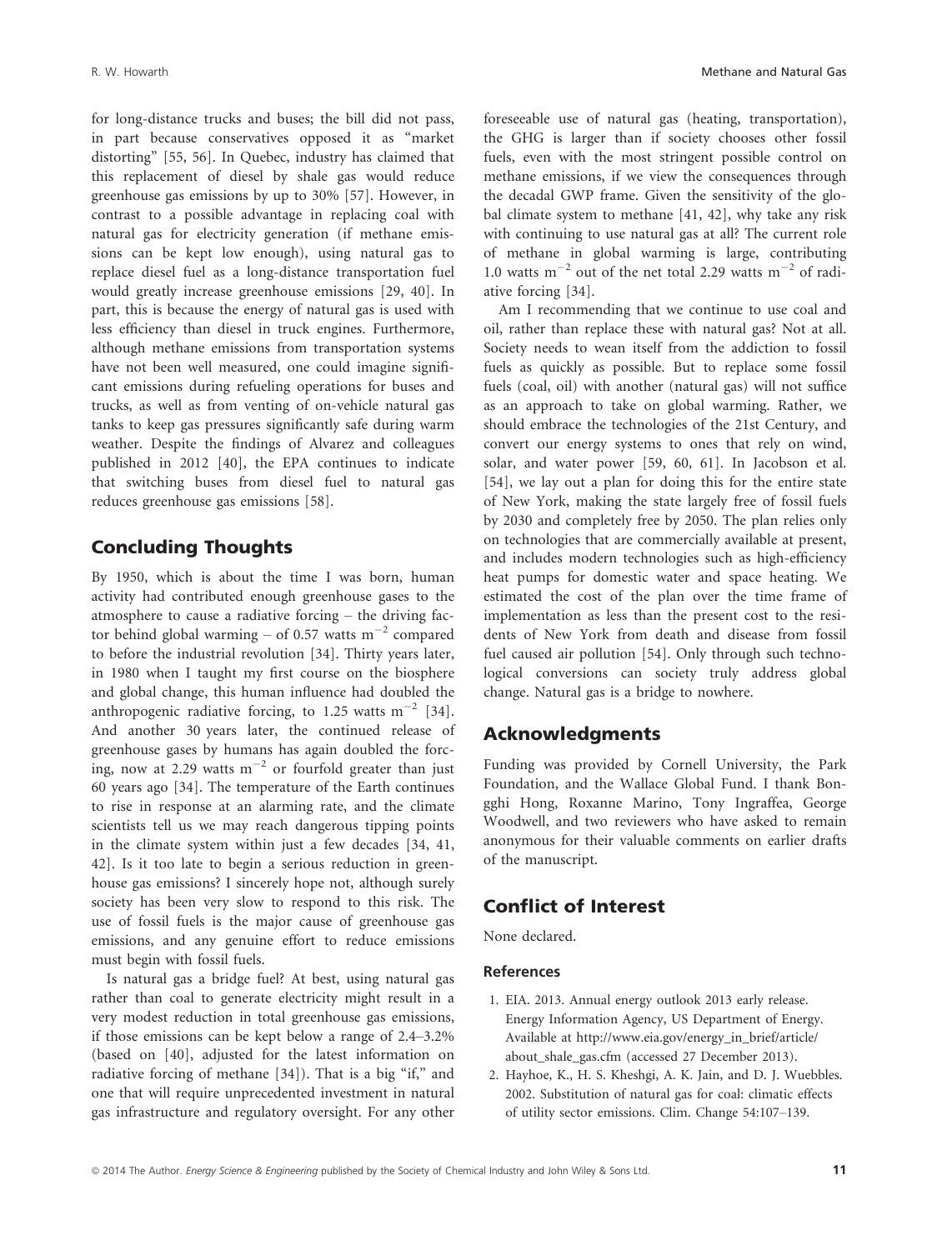for long-distance trucks and buses; the bill did not pass, in part because conservatives opposed it as "market distorting" [55, 56]. In Quebec, industry has claimed that this replacement of diesel by shale gas would reduce greenhouse gas emissions by up to 30% [57]. However, in contrast to a possible advantage in replacing coal with natural gas for electricity generation (if methane emissions can be kept low enough), using natural gas to replace diesel fuel as a long-distance transportation fuel would greatly increase greenhouse emissions [29, 40]. In part, this is because the energy of natural gas is used with less efficiency than diesel in truck engines. Furthermore, although methane emissions from transportation systems have not been well measured, one could imagine significant emissions during refueling operations for buses and trucks, as well as from venting of on-vehicle natural gas tanks to keep gas pressures significantly safe during warm weather. Despite the findings of Alvarez and colleagues published in 2012 [40], the EPA continues to indicate that switching buses from diesel fuel to natural gas reduces greenhouse gas emissions [58].

## Concluding Thoughts

By 1950, which is about the time I was born, human activity had contributed enough greenhouse gases to the atmosphere to cause a radiative forcing – the driving factor behind global warming – of 0.57 watts $m^{-2}$ compared to before the industrial revolution [34]. Thirty years later, in 1980 when I taught my first course on the biosphere and global change, this human influence had doubled the anthropogenic radiative forcing, to 1.25 watts $m^{-2}$ [34]. And another 30 years later, the continued release of greenhouse gases by humans has again doubled the forcing, now at 2.29 watts $m^{-2}$ or fourfold greater than just 60 years ago [34]. The temperature of the Earth continues to rise in response at an alarming rate, and the climate scientists tell us we may reach dangerous tipping points in the climate system within just a few decades [34, 41, 42]. Is it too late to begin a serious reduction in greenhouse gas emissions? I sincerely hope not, although surely society has been very slow to respond to this risk. The use of fossil fuels is the major cause of greenhouse gas emissions, and any genuine effort to reduce emissions must begin with fossil fuels.

Is natural gas a bridge fuel? At best, using natural gas rather than coal to generate electricity might result in a very modest reduction in total greenhouse gas emissions, if those emissions can be kept below a range of 2.4–3.2% (based on [40], adjusted for the latest information on radiative forcing of methane [34]). That is a big "if," and one that will require unprecedented investment in natural gas infrastructure and regulatory oversight. For any other foreseeable use of natural gas (heating, transportation), the GHG is larger than if society chooses other fossil fuels, even with the most stringent possible control on methane emissions, if we view the consequences through the decadal GWP frame. Given the sensitivity of the global climate system to methane [41, 42], why take any risk with continuing to use natural gas at all? The current role of methane in global warming is large, contributing 1.0 watts $m^{-2}$ out of the net total 2.29 watts $m^{-2}$ of radiative forcing [34].

Am I recommending that we continue to use coal and oil, rather than replace these with natural gas? Not at all. Society needs to wean itself from the addiction to fossil fuels as quickly as possible. But to replace some fossil fuels (coal, oil) with another (natural gas) will not suffice as an approach to take on global warming. Rather, we should embrace the technologies of the 21st Century, and convert our energy systems to ones that rely on wind, solar, and water power [59, 60, 61]. In Jacobson et al. [54], we lay out a plan for doing this for the entire state of New York, making the state largely free of fossil fuels by 2030 and completely free by 2050. The plan relies only on technologies that are commercially available at present, and includes modern technologies such as high-efficiency heat pumps for domestic water and space heating. We estimated the cost of the plan over the time frame of implementation as less than the present cost to the residents of New York from death and disease from fossil fuel caused air pollution [54]. Only through such technological conversions can society truly address global change. Natural gas is a bridge to nowhere.

## Acknowledgments

Funding was provided by Cornell University, the Park Foundation, and the Wallace Global Fund. I thank Bongghi Hong, Roxanne Marino, Tony Ingraffea, George Woodwell, and two reviewers who have asked to remain anonymous for their valuable comments on earlier drafts of the manuscript.

## Conflict of Interest

None declared.

### References

1. EIA. 2013. Annual energy outlook 2013 early release. Energy Information Agency, US Department of Energy. Available at http://www.eia.gov/energy_in_brief/article/about_shale_gas.cfm (accessed 27 December 2013).
2. Hayhoe, K., H. S. Kheshgi, A. K. Jain, and D. J. Wuebbles. 2002. Substitution of natural gas for coal: climatic effects of utility sector emissions. Clim. Change 54:107–139.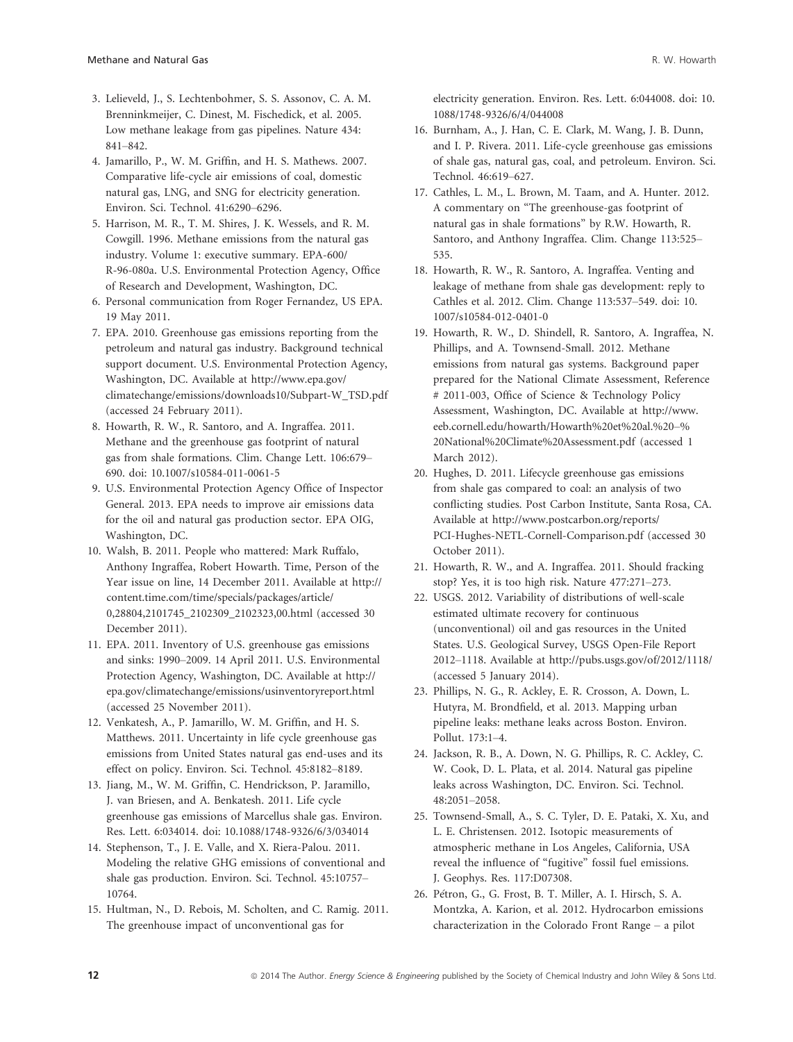3. Lelieveld, J., S. Lechtenbohmer, S. S. Assonov, C. A. M. Brenninkmeijer, C. Dinest, M. Fischedick, et al. 2005. Low methane leakage from gas pipelines. Nature 434: 841–842.
4. Jamarillo, P., W. M. Griffin, and H. S. Mathews. 2007. Comparative life-cycle air emissions of coal, domestic natural gas, LNG, and SNG for electricity generation. Environ. Sci. Technol. 41:6290–6296.
5. Harrison, M. R., T. M. Shires, J. K. Wessels, and R. M. Cowgill. 1996. Methane emissions from the natural gas industry. Volume 1: executive summary. EPA-600/ R-96-080a. U.S. Environmental Protection Agency, Office of Research and Development, Washington, DC.
6. Personal communication from Roger Fernandez, US EPA. 19 May 2011.
7. EPA. 2010. Greenhouse gas emissions reporting from the petroleum and natural gas industry. Background technical support document. U.S. Environmental Protection Agency, Washington, DC. Available at http://www.epa.gov/climatechange/emissions/downloads10/Subpart-W_TSD.pdf (accessed 24 February 2011).
8. Howarth, R. W., R. Santoro, and A. Ingraffea. 2011. Methane and the greenhouse gas footprint of natural gas from shale formations. Clim. Change Lett. 106:679–690. doi: 10.1007/s10584-011-0061-5
9. U.S. Environmental Protection Agency Office of Inspector General. 2013. EPA needs to improve air emissions data for the oil and natural gas production sector. EPA OIG, Washington, DC.
10. Walsh, B. 2011. People who mattered: Mark Ruffalo, Anthony Ingraffea, Robert Howarth. Time, Person of the Year issue on line, 14 December 2011. Available at http://content.time.com/time/specials/packages/article/0,28804,2101745_2102309_2102323,00.html (accessed 30 December 2011).
11. EPA. 2011. Inventory of U.S. greenhouse gas emissions and sinks: 1990–2009. 14 April 2011. U.S. Environmental Protection Agency, Washington, DC. Available at http://epa.gov/climatechange/emissions/usinventoryreport.html (accessed 25 November 2011).
12. Venkatesh, A., P. Jamarillo, W. M. Griffin, and H. S. Matthews. 2011. Uncertainty in life cycle greenhouse gas emissions from United States natural gas end-uses and its effect on policy. Environ. Sci. Technol. 45:8182–8189.
13. Jiang, M., W. M. Griffin, C. Hendrickson, P. Jaramillo, J. van Briesen, and A. Benkatesh. 2011. Life cycle greenhouse gas emissions of Marcellus shale gas. Environ. Res. Lett. 6:034014. doi: 10.1088/1748-9326/6/3/034014
14. Stephenson, T., J. E. Valle, and X. Riera-Palou. 2011. Modeling the relative GHG emissions of conventional and shale gas production. Environ. Sci. Technol. 45:10757–10764.
15. Hultman, N., D. Rebois, M. Scholten, and C. Ramig. 2011. The greenhouse impact of unconventional gas for electricity generation. Environ. Res. Lett. 6:044008. doi: 10.1088/1748-9326/6/4/044008
16. Burnham, A., J. Han, C. E. Clark, M. Wang, J. B. Dunn, and I. P. Rivera. 2011. Life-cycle greenhouse gas emissions of shale gas, natural gas, coal, and petroleum. Environ. Sci. Technol. 46:619–627.
17. Cathles, L. M., L. Brown, M. Taam, and A. Hunter. 2012. A commentary on "The greenhouse-gas footprint of natural gas in shale formations" by R.W. Howarth, R. Santoro, and Anthony Ingraffea. Clim. Change 113:525–535.
18. Howarth, R. W., R. Santoro, A. Ingraffea. Venting and leakage of methane from shale gas development: reply to Cathles et al. 2012. Clim. Change 113:537–549. doi: 10.1007/s10584-012-0401-0
19. Howarth, R. W., D. Shindell, R. Santoro, A. Ingraffea, N. Phillips, and A. Townsend-Small. 2012. Methane emissions from natural gas systems. Background paper prepared for the National Climate Assessment, Reference # 2011-003, Office of Science & Technology Policy Assessment, Washington, DC. Available at http://www.eeb.cornell.edu/howarth/Howarth%20et%20al.%20–%20National%20Climate%20Assessment.pdf (accessed 1 March 2012).
20. Hughes, D. 2011. Lifecycle greenhouse gas emissions from shale gas compared to coal: an analysis of two conflicting studies. Post Carbon Institute, Santa Rosa, CA. Available at http://www.postcarbon.org/reports/PCI-Hughes-NETL-Cornell-Comparison.pdf (accessed 30 October 2011).
21. Howarth, R. W., and A. Ingraffea. 2011. Should fracking stop? Yes, it is too high risk. Nature 477:271–273.
22. USGS. 2012. Variability of distributions of well-scale estimated ultimate recovery for continuous (unconventional) oil and gas resources in the United States. U.S. Geological Survey, USGS Open-File Report 2012–1118. Available at http://pubs.usgs.gov/of/2012/1118/ (accessed 5 January 2014).
23. Phillips, N. G., R. Ackley, E. R. Crosson, A. Down, L. Hutyra, M. Brondfield, et al. 2013. Mapping urban pipeline leaks: methane leaks across Boston. Environ. Pollut. 173:1–4.
24. Jackson, R. B., A. Down, N. G. Phillips, R. C. Ackley, C. W. Cook, D. L. Plata, et al. 2014. Natural gas pipeline leaks across Washington, DC. Environ. Sci. Technol. 48:2051–2058.
25. Townsend-Small, A., S. C. Tyler, D. E. Pataki, X. Xu, and L. E. Christensen. 2012. Isotopic measurements of atmospheric methane in Los Angeles, California, USA reveal the influence of "fugitive" fossil fuel emissions. J. Geophys. Res. 117:D07308.
26. Pétron, G., G. Frost, B. T. Miller, A. I. Hirsch, S. A. Montzka, A. Karion, et al. 2012. Hydrocarbon emissions characterization in the Colorado Front Range – a pilot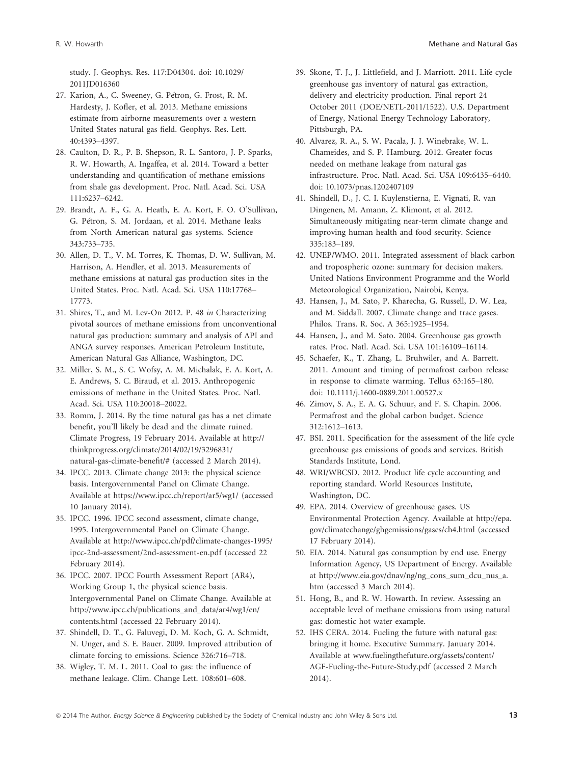study. J. Geophys. Res. 117:D04304. doi: 10.1029/2011JD016360

27. Karion, A., C. Sweeney, G. Pétron, G. Frost, R. M. Hardesty, J. Kofler, et al. 2013. Methane emissions estimate from airborne measurements over a western United States natural gas field. Geophys. Res. Lett. 40:4393–4397.
28. Caulton, D. R., P. B. Shepson, R. L. Santoro, J. P. Sparks, R. W. Howarth, A. Ingaffea, et al. 2014. Toward a better understanding and quantification of methane emissions from shale gas development. Proc. Natl. Acad. Sci. USA 111:6237–6242.
29. Brandt, A. F., G. A. Heath, E. A. Kort, F. O. O'Sullivan, G. Pétron, S. M. Jordaan, et al. 2014. Methane leaks from North American natural gas systems. Science 343:733–735.
30. Allen, D. T., V. M. Torres, K. Thomas, D. W. Sullivan, M. Harrison, A. Hendler, et al. 2013. Measurements of methane emissions at natural gas production sites in the United States. Proc. Natl. Acad. Sci. USA 110:17768–17773.
31. Shires, T., and M. Lev-On 2012. P. 48 *in* Characterizing pivotal sources of methane emissions from unconventional natural gas production: summary and analysis of API and ANGA survey responses. American Petroleum Institute, American Natural Gas Alliance, Washington, DC.
32. Miller, S. M., S. C. Wofsy, A. M. Michalak, E. A. Kort, A. E. Andrews, S. C. Biraud, et al. 2013. Anthropogenic emissions of methane in the United States. Proc. Natl. Acad. Sci. USA 110:20018–20022.
33. Romm, J. 2014. By the time natural gas has a net climate benefit, you'll likely be dead and the climate ruined. Climate Progress, 19 February 2014. Available at http://thinkprogress.org/climate/2014/02/19/3296831/natural-gas-climate-benefit/# (accessed 2 March 2014).
34. IPCC. 2013. Climate change 2013: the physical science basis. Intergovernmental Panel on Climate Change. Available at https://www.ipcc.ch/report/ar5/wg1/ (accessed 10 January 2014).
35. IPCC. 1996. IPCC second assessment, climate change, 1995. Intergovernmental Panel on Climate Change. Available at http://www.ipcc.ch/pdf/climate-changes-1995/ipcc-2nd-assessment/2nd-assessment-en.pdf (accessed 22 February 2014).
36. IPCC. 2007. IPCC Fourth Assessment Report (AR4), Working Group 1, the physical science basis. Intergovernmental Panel on Climate Change. Available at http://www.ipcc.ch/publications_and_data/ar4/wg1/en/contents.html (accessed 22 February 2014).
37. Shindell, D. T., G. Faluvegi, D. M. Koch, G. A. Schmidt, N. Unger, and S. E. Bauer. 2009. Improved attribution of climate forcing to emissions. Science 326:716–718.
38. Wigley, T. M. L. 2011. Coal to gas: the influence of methane leakage. Clim. Change Lett. 108:601–608.
39. Skone, T. J., J. Littlefield, and J. Marriott. 2011. Life cycle greenhouse gas inventory of natural gas extraction, delivery and electricity production. Final report 24 October 2011 (DOE/NETL-2011/1522). U.S. Department of Energy, National Energy Technology Laboratory, Pittsburgh, PA.
40. Alvarez, R. A., S. W. Pacala, J. J. Winebrake, W. L. Chameides, and S. P. Hamburg. 2012. Greater focus needed on methane leakage from natural gas infrastructure. Proc. Natl. Acad. Sci. USA 109:6435–6440. doi: 10.1073/pnas.1202407109
41. Shindell, D., J. C. I. Kuylenstierna, E. Vignati, R. van Dingenen, M. Amann, Z. Klimont, et al. 2012. Simultaneously mitigating near-term climate change and improving human health and food security. Science 335:183–189.
42. UNEP/WMO. 2011. Integrated assessment of black carbon and tropospheric ozone: summary for decision makers. United Nations Environment Programme and the World Meteorological Organization, Nairobi, Kenya.
43. Hansen, J., M. Sato, P. Kharecha, G. Russell, D. W. Lea, and M. Siddall. 2007. Climate change and trace gases. Philos. Trans. R. Soc. A 365:1925–1954.
44. Hansen, J., and M. Sato. 2004. Greenhouse gas growth rates. Proc. Natl. Acad. Sci. USA 101:16109–16114.
45. Schaefer, K., T. Zhang, L. Bruhwiler, and A. Barrett. 2011. Amount and timing of permafrost carbon release in response to climate warming. Tellus 63:165–180. doi: 10.1111/j.1600-0889.2011.00527.x
46. Zimov, S. A., E. A. G. Schuur, and F. S. Chapin. 2006. Permafrost and the global carbon budget. Science 312:1612–1613.
47. BSI. 2011. Specification for the assessment of the life cycle greenhouse gas emissions of goods and services. British Standards Institute, Lond.
48. WRI/WBCSD. 2012. Product life cycle accounting and reporting standard. World Resources Institute, Washington, DC.
49. EPA. 2014. Overview of greenhouse gases. US Environmental Protection Agency. Available at http://epa.gov/climatechange/ghgemissions/gases/ch4.html (accessed 17 February 2014).
50. EIA. 2014. Natural gas consumption by end use. Energy Information Agency, US Department of Energy. Available at http://www.eia.gov/dnav/ng/ng_cons_sum_dcu_nus_a.htm (accessed 3 March 2014).
51. Hong, B., and R. W. Howarth. In review. Assessing an acceptable level of methane emissions from using natural gas: domestic hot water example.
52. IHS CERA. 2014. Fueling the future with natural gas: bringing it home. Executive Summary. January 2014. Available at www.fuelingthefuture.org/assets/content/AGF-Fueling-the-Future-Study.pdf (accessed 2 March 2014).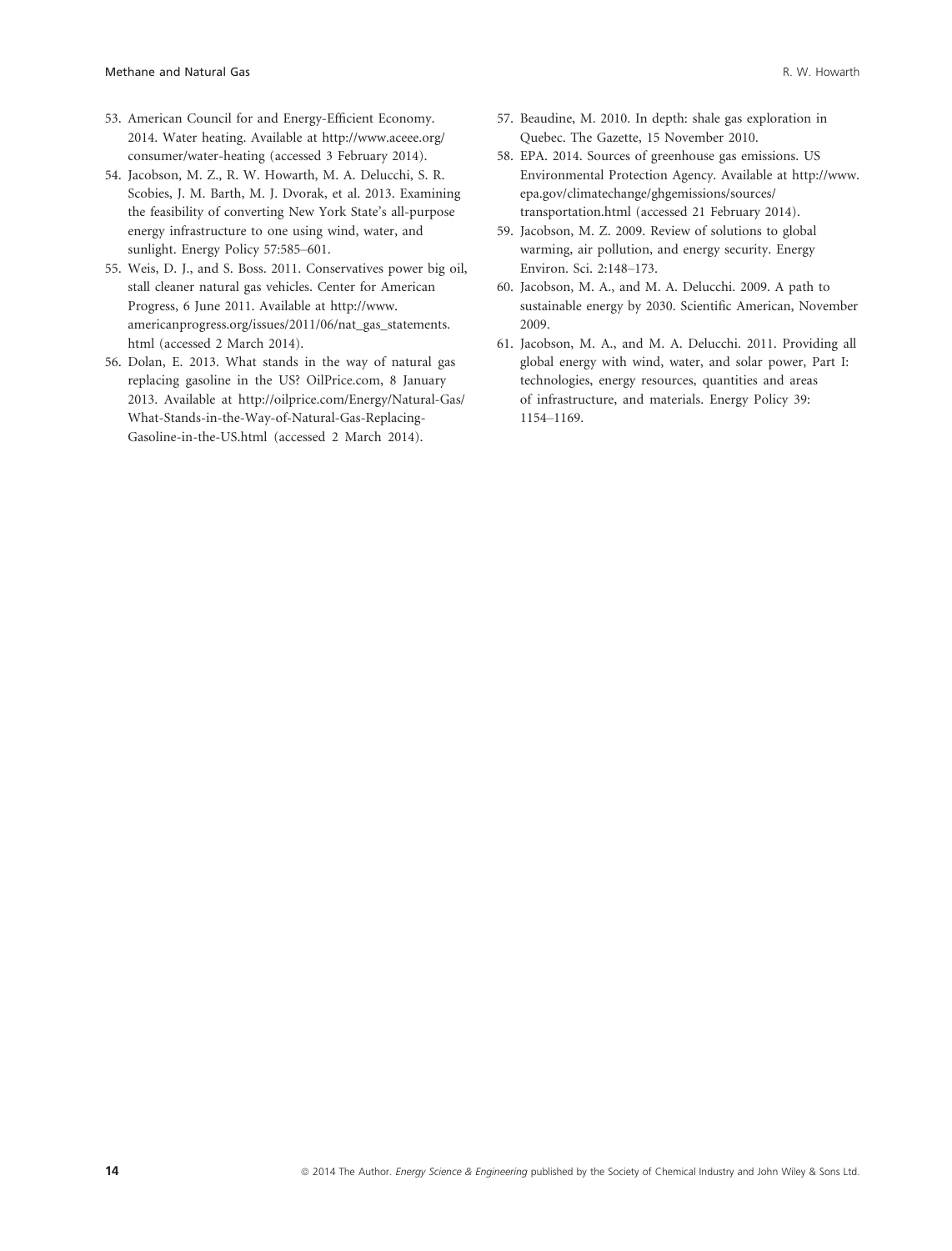53. American Council for and Energy-Efficient Economy. 2014. Water heating. Available at http://www.aceee.org/consumer/water-heating (accessed 3 February 2014).
54. Jacobson, M. Z., R. W. Howarth, M. A. Delucchi, S. R. Scobies, J. M. Barth, M. J. Dvorak, et al. 2013. Examining the feasibility of converting New York State's all-purpose energy infrastructure to one using wind, water, and sunlight. Energy Policy 57:585–601.
55. Weis, D. J., and S. Boss. 2011. Conservatives power big oil, stall cleaner natural gas vehicles. Center for American Progress, 6 June 2011. Available at http://www.americanprogress.org/issues/2011/06/nat_gas_statements.html (accessed 2 March 2014).
56. Dolan, E. 2013. What stands in the way of natural gas replacing gasoline in the US? OilPrice.com, 8 January 2013. Available at http://oilprice.com/Energy/Natural-Gas/What-Stands-in-the-Way-of-Natural-Gas-Replacing-Gasoline-in-the-US.html (accessed 2 March 2014).
57. Beaudine, M. 2010. In depth: shale gas exploration in Quebec. The Gazette, 15 November 2010.
58. EPA. 2014. Sources of greenhouse gas emissions. US Environmental Protection Agency. Available at http://www.epa.gov/climatechange/ghgemissions/sources/transportation.html (accessed 21 February 2014).
59. Jacobson, M. Z. 2009. Review of solutions to global warming, air pollution, and energy security. Energy Environ. Sci. 2:148–173.
60. Jacobson, M. A., and M. A. Delucchi. 2009. A path to sustainable energy by 2030. Scientific American, November 2009.
61. Jacobson, M. A., and M. A. Delucchi. 2011. Providing all global energy with wind, water, and solar power, Part I: technologies, energy resources, quantities and areas of infrastructure, and materials. Energy Policy 39: 1154–1169.